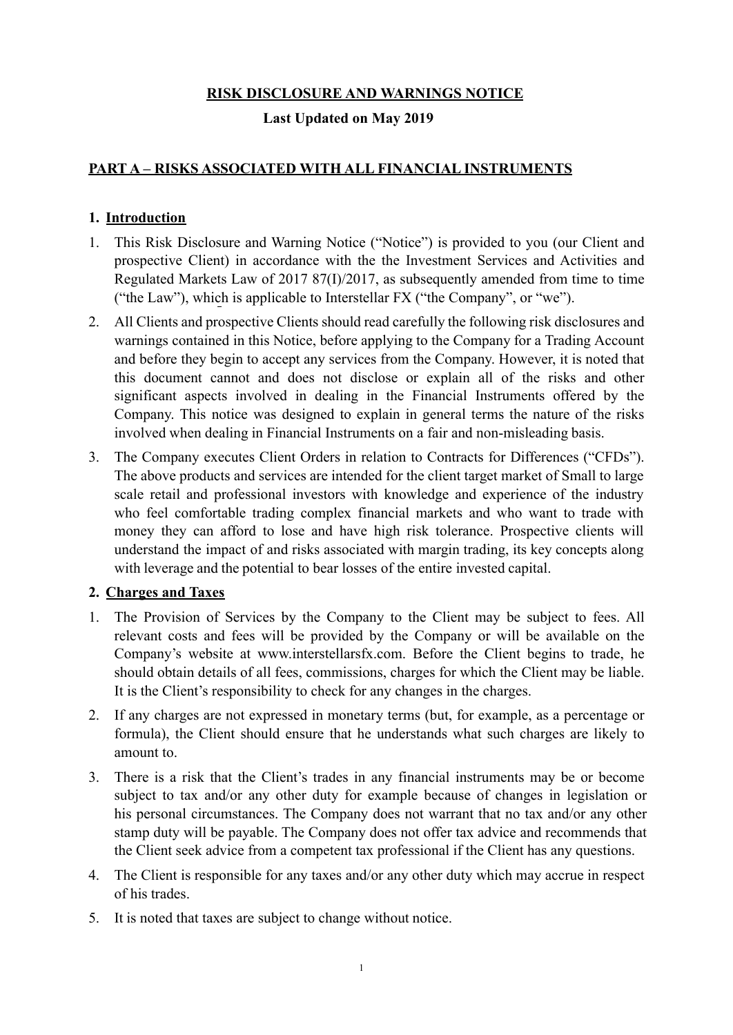# RISK DISCLOSURE AND WARNINGS NOTICE

**Last Updated on May 2019**

## PART A – RISKS ASSOCIATED WITH ALL FINANCIAL INSTRUMENTS

### 1. Introduction

1. This Risk Disclosure and Warning Notice ("Notice") is provided to you (our Client and prospective Client) in accordance with the the Investment Services and Activities and Regulated Markets Law of 2017 87(I)/2017, as subsequently amended from time to time ("the Law"), which is applicable to Interstellar FX ("the Company", or "we").
2. All Clients and prospective Clients should read carefully the following risk disclosures and warnings contained in this Notice, before applying to the Company for a Trading Account and before they begin to accept any services from the Company. However, it is noted that this document cannot and does not disclose or explain all of the risks and other significant aspects involved in dealing in the Financial Instruments offered by the Company. This notice was designed to explain in general terms the nature of the risks involved when dealing in Financial Instruments on a fair and non-misleading basis.
3. The Company executes Client Orders in relation to Contracts for Differences ("CFDs"). The above products and services are intended for the client target market of Small to large scale retail and professional investors with knowledge and experience of the industry who feel comfortable trading complex financial markets and who want to trade with money they can afford to lose and have high risk tolerance. Prospective clients will understand the impact of and risks associated with margin trading, its key concepts along with leverage and the potential to bear losses of the entire invested capital.

### 2. Charges and Taxes

1. The Provision of Services by the Company to the Client may be subject to fees. All relevant costs and fees will be provided by the Company or will be available on the Company's website at www.interstellarsfx.com. Before the Client begins to trade, he should obtain details of all fees, commissions, charges for which the Client may be liable. It is the Client's responsibility to check for any changes in the charges.
2. If any charges are not expressed in monetary terms (but, for example, as a percentage or formula), the Client should ensure that he understands what such charges are likely to amount to.
3. There is a risk that the Client's trades in any financial instruments may be or become subject to tax and/or any other duty for example because of changes in legislation or his personal circumstances. The Company does not warrant that no tax and/or any other stamp duty will be payable. The Company does not offer tax advice and recommends that the Client seek advice from a competent tax professional if the Client has any questions.
4. The Client is responsible for any taxes and/or any other duty which may accrue in respect of his trades.
5. It is noted that taxes are subject to change without notice.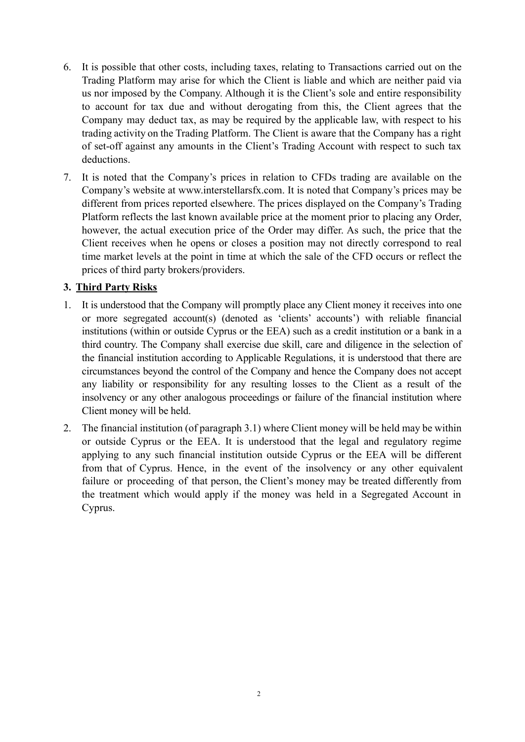6. It is possible that other costs, including taxes, relating to Transactions carried out on the Trading Platform may arise for which the Client is liable and which are neither paid via us nor imposed by the Company. Although it is the Client's sole and entire responsibility to account for tax due and without derogating from this, the Client agrees that the Company may deduct tax, as may be required by the applicable law, with respect to his trading activity on the Trading Platform. The Client is aware that the Company has a right of set-off against any amounts in the Client's Trading Account with respect to such tax deductions.
7. It is noted that the Company's prices in relation to CFDs trading are available on the Company's website at www.interstellarsfx.com. It is noted that Company's prices may be different from prices reported elsewhere. The prices displayed on the Company's Trading Platform reflects the last known available price at the moment prior to placing any Order, however, the actual execution price of the Order may differ. As such, the price that the Client receives when he opens or closes a position may not directly correspond to real time market levels at the point in time at which the sale of the CFD occurs or reflect the prices of third party brokers/providers.

## 3. Third Party Risks

1. It is understood that the Company will promptly place any Client money it receives into one or more segregated account(s) (denoted as 'clients' accounts') with reliable financial institutions (within or outside Cyprus or the EEA) such as a credit institution or a bank in a third country. The Company shall exercise due skill, care and diligence in the selection of the financial institution according to Applicable Regulations, it is understood that there are circumstances beyond the control of the Company and hence the Company does not accept any liability or responsibility for any resulting losses to the Client as a result of the insolvency or any other analogous proceedings or failure of the financial institution where Client money will be held.
2. The financial institution (of paragraph 3.1) where Client money will be held may be within or outside Cyprus or the EEA. It is understood that the legal and regulatory regime applying to any such financial institution outside Cyprus or the EEA will be different from that of Cyprus. Hence, in the event of the insolvency or any other equivalent failure or proceeding of that person, the Client's money may be treated differently from the treatment which would apply if the money was held in a Segregated Account in Cyprus.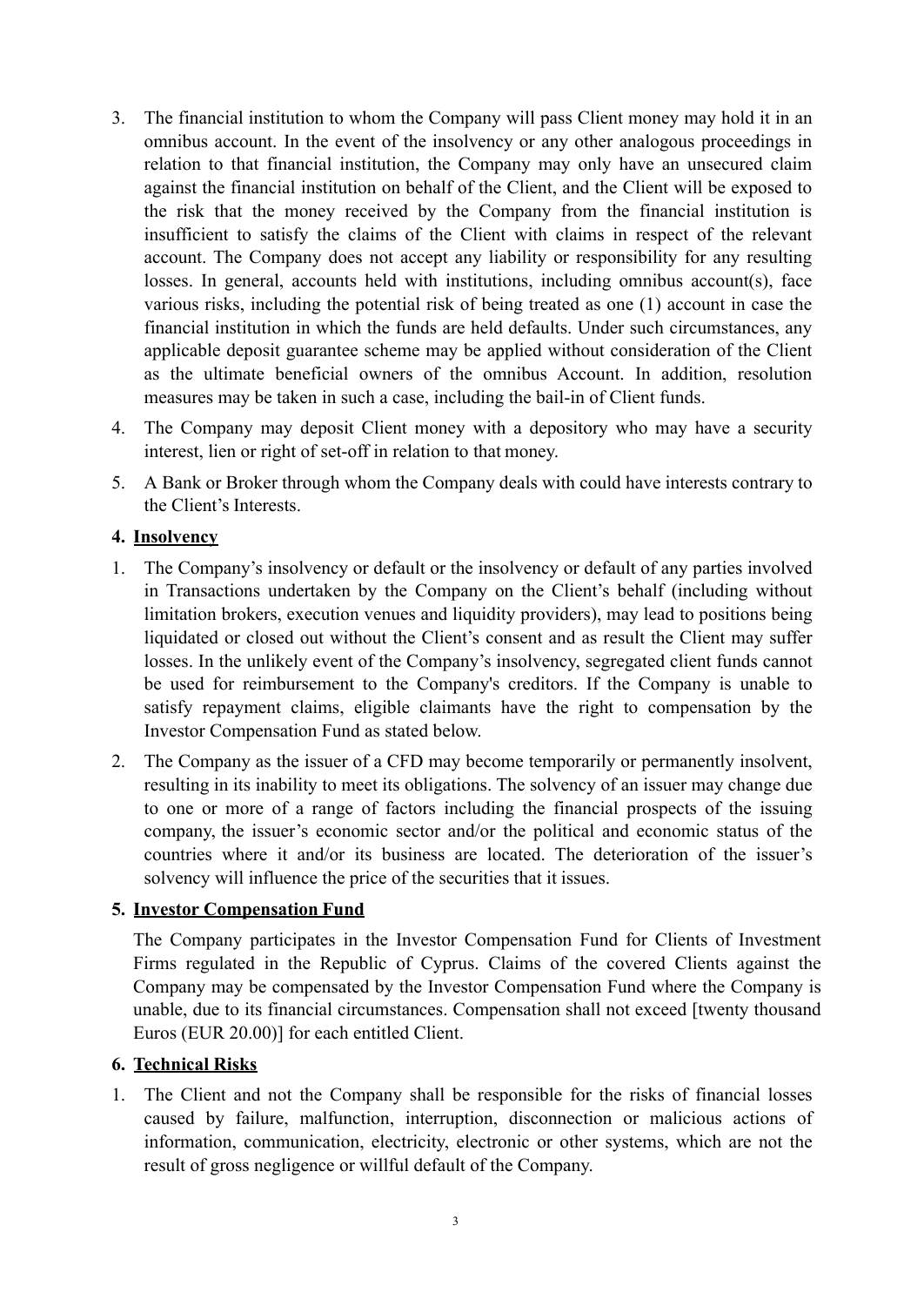3. The financial institution to whom the Company will pass Client money may hold it in an omnibus account. In the event of the insolvency or any other analogous proceedings in relation to that financial institution, the Company may only have an unsecured claim against the financial institution on behalf of the Client, and the Client will be exposed to the risk that the money received by the Company from the financial institution is insufficient to satisfy the claims of the Client with claims in respect of the relevant account. The Company does not accept any liability or responsibility for any resulting losses. In general, accounts held with institutions, including omnibus account(s), face various risks, including the potential risk of being treated as one (1) account in case the financial institution in which the funds are held defaults. Under such circumstances, any applicable deposit guarantee scheme may be applied without consideration of the Client as the ultimate beneficial owners of the omnibus Account. In addition, resolution measures may be taken in such a case, including the bail-in of Client funds.
4. The Company may deposit Client money with a depository who may have a security interest, lien or right of set-off in relation to that money.
5. A Bank or Broker through whom the Company deals with could have interests contrary to the Client's Interests.

## 4. Insolvency

1. The Company's insolvency or default or the insolvency or default of any parties involved in Transactions undertaken by the Company on the Client's behalf (including without limitation brokers, execution venues and liquidity providers), may lead to positions being liquidated or closed out without the Client's consent and as result the Client may suffer losses. In the unlikely event of the Company's insolvency, segregated client funds cannot be used for reimbursement to the Company's creditors. If the Company is unable to satisfy repayment claims, eligible claimants have the right to compensation by the Investor Compensation Fund as stated below.
2. The Company as the issuer of a CFD may become temporarily or permanently insolvent, resulting in its inability to meet its obligations. The solvency of an issuer may change due to one or more of a range of factors including the financial prospects of the issuing company, the issuer's economic sector and/or the political and economic status of the countries where it and/or its business are located. The deterioration of the issuer's solvency will influence the price of the securities that it issues.

## 5. Investor Compensation Fund

The Company participates in the Investor Compensation Fund for Clients of Investment Firms regulated in the Republic of Cyprus. Claims of the covered Clients against the Company may be compensated by the Investor Compensation Fund where the Company is unable, due to its financial circumstances. Compensation shall not exceed [twenty thousand Euros (EUR 20.00)] for each entitled Client.

## 6. Technical Risks

1. The Client and not the Company shall be responsible for the risks of financial losses caused by failure, malfunction, interruption, disconnection or malicious actions of information, communication, electricity, electronic or other systems, which are not the result of gross negligence or willful default of the Company.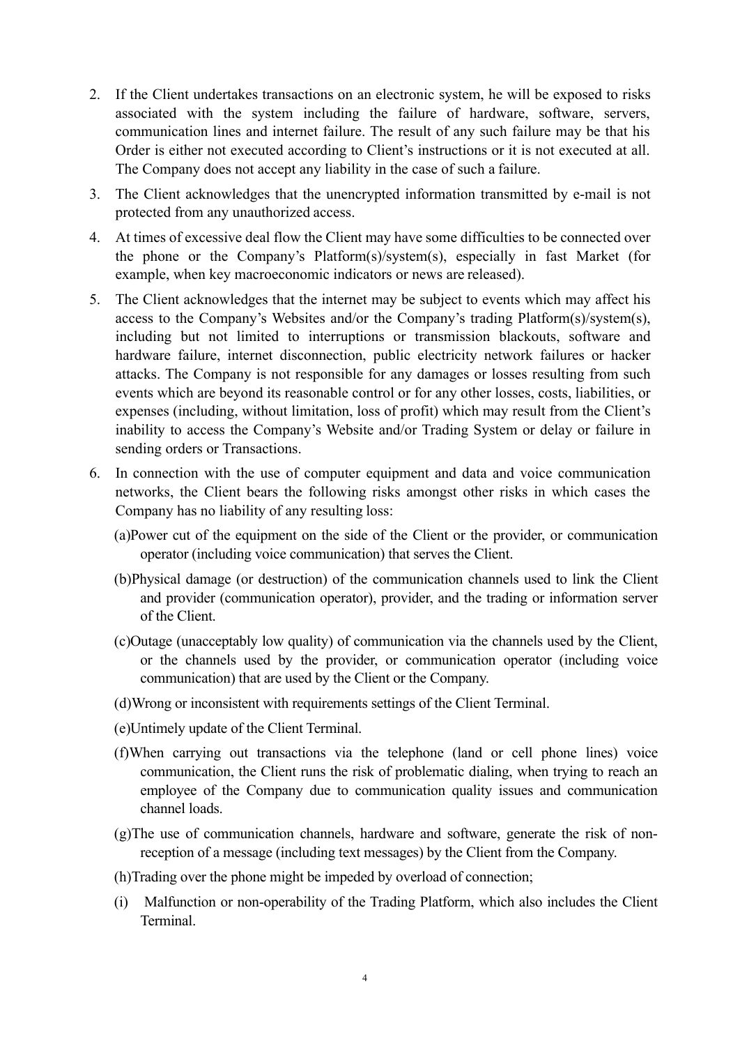2. If the Client undertakes transactions on an electronic system, he will be exposed to risks associated with the system including the failure of hardware, software, servers, communication lines and internet failure. The result of any such failure may be that his Order is either not executed according to Client's instructions or it is not executed at all. The Company does not accept any liability in the case of such a failure.
3. The Client acknowledges that the unencrypted information transmitted by e-mail is not protected from any unauthorized access.
4. At times of excessive deal flow the Client may have some difficulties to be connected over the phone or the Company's Platform(s)/system(s), especially in fast Market (for example, when key macroeconomic indicators or news are released).
5. The Client acknowledges that the internet may be subject to events which may affect his access to the Company's Websites and/or the Company's trading Platform(s)/system(s), including but not limited to interruptions or transmission blackouts, software and hardware failure, internet disconnection, public electricity network failures or hacker attacks. The Company is not responsible for any damages or losses resulting from such events which are beyond its reasonable control or for any other losses, costs, liabilities, or expenses (including, without limitation, loss of profit) which may result from the Client's inability to access the Company's Website and/or Trading System or delay or failure in sending orders or Transactions.
6. In connection with the use of computer equipment and data and voice communication networks, the Client bears the following risks amongst other risks in which cases the Company has no liability of any resulting loss:

   (a) Power cut of the equipment on the side of the Client or the provider, or communication operator (including voice communication) that serves the Client.

   (b) Physical damage (or destruction) of the communication channels used to link the Client and provider (communication operator), provider, and the trading or information server of the Client.

   (c) Outage (unacceptably low quality) of communication via the channels used by the Client, or the channels used by the provider, or communication operator (including voice communication) that are used by the Client or the Company.

   (d) Wrong or inconsistent with requirements settings of the Client Terminal.

   (e) Untimely update of the Client Terminal.

   (f) When carrying out transactions via the telephone (land or cell phone lines) voice communication, the Client runs the risk of problematic dialing, when trying to reach an employee of the Company due to communication quality issues and communication channel loads.

   (g) The use of communication channels, hardware and software, generate the risk of non-reception of a message (including text messages) by the Client from the Company.

   (h) Trading over the phone might be impeded by overload of connection;

   (i) Malfunction or non-operability of the Trading Platform, which also includes the Client Terminal.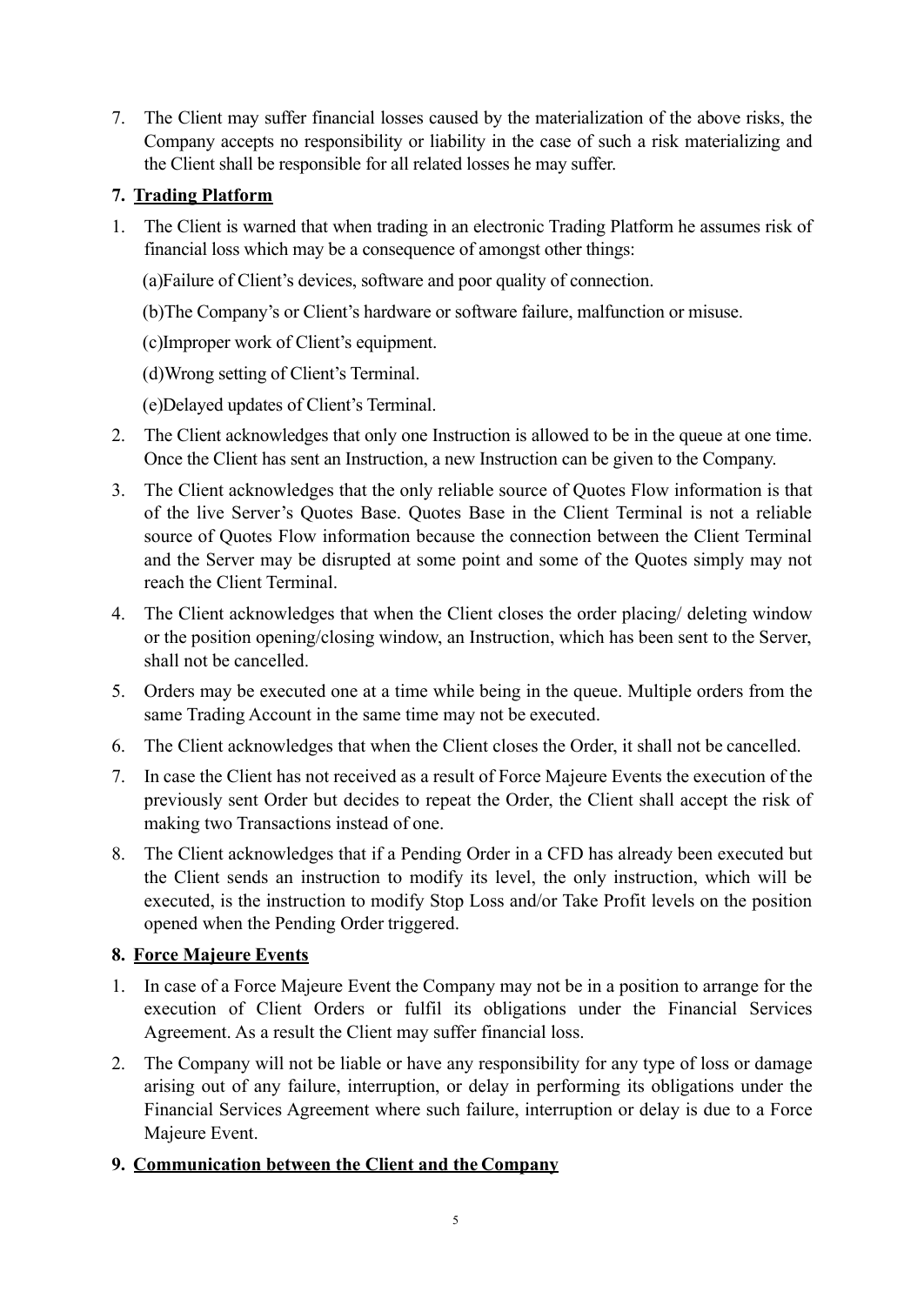7. The Client may suffer financial losses caused by the materialization of the above risks, the Company accepts no responsibility or liability in the case of such a risk materializing and the Client shall be responsible for all related losses he may suffer.

## 7. Trading Platform

1. The Client is warned that when trading in an electronic Trading Platform he assumes risk of financial loss which may be a consequence of amongst other things:

   (a)Failure of Client's devices, software and poor quality of connection.

   (b)The Company's or Client's hardware or software failure, malfunction or misuse.

   (c)Improper work of Client's equipment.

   (d)Wrong setting of Client's Terminal.

   (e)Delayed updates of Client's Terminal.

2. The Client acknowledges that only one Instruction is allowed to be in the queue at one time. Once the Client has sent an Instruction, a new Instruction can be given to the Company.
3. The Client acknowledges that the only reliable source of Quotes Flow information is that of the live Server's Quotes Base. Quotes Base in the Client Terminal is not a reliable source of Quotes Flow information because the connection between the Client Terminal and the Server may be disrupted at some point and some of the Quotes simply may not reach the Client Terminal.
4. The Client acknowledges that when the Client closes the order placing/ deleting window or the position opening/closing window, an Instruction, which has been sent to the Server, shall not be cancelled.
5. Orders may be executed one at a time while being in the queue. Multiple orders from the same Trading Account in the same time may not be executed.
6. The Client acknowledges that when the Client closes the Order, it shall not be cancelled.
7. In case the Client has not received as a result of Force Majeure Events the execution of the previously sent Order but decides to repeat the Order, the Client shall accept the risk of making two Transactions instead of one.
8. The Client acknowledges that if a Pending Order in a CFD has already been executed but the Client sends an instruction to modify its level, the only instruction, which will be executed, is the instruction to modify Stop Loss and/or Take Profit levels on the position opened when the Pending Order triggered.

## 8. Force Majeure Events

1. In case of a Force Majeure Event the Company may not be in a position to arrange for the execution of Client Orders or fulfil its obligations under the Financial Services Agreement. As a result the Client may suffer financial loss.
2. The Company will not be liable or have any responsibility for any type of loss or damage arising out of any failure, interruption, or delay in performing its obligations under the Financial Services Agreement where such failure, interruption or delay is due to a Force Majeure Event.

## 9. Communication between the Client and the Company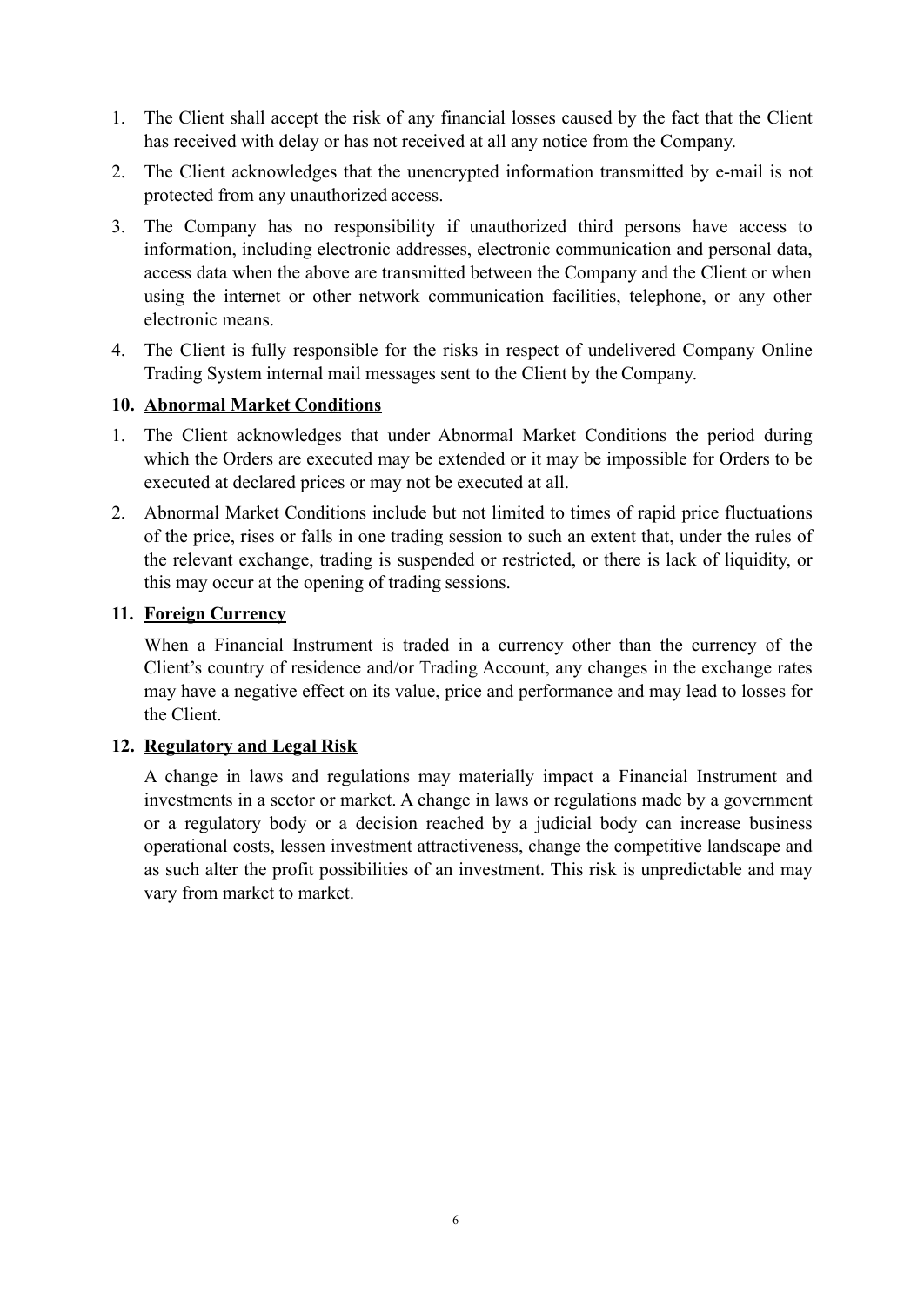1. The Client shall accept the risk of any financial losses caused by the fact that the Client has received with delay or has not received at all any notice from the Company.
2. The Client acknowledges that the unencrypted information transmitted by e-mail is not protected from any unauthorized access.
3. The Company has no responsibility if unauthorized third persons have access to information, including electronic addresses, electronic communication and personal data, access data when the above are transmitted between the Company and the Client or when using the internet or other network communication facilities, telephone, or any other electronic means.
4. The Client is fully responsible for the risks in respect of undelivered Company Online Trading System internal mail messages sent to the Client by the Company.

**10. <u>Abnormal Market Conditions</u>**

1. The Client acknowledges that under Abnormal Market Conditions the period during which the Orders are executed may be extended or it may be impossible for Orders to be executed at declared prices or may not be executed at all.
2. Abnormal Market Conditions include but not limited to times of rapid price fluctuations of the price, rises or falls in one trading session to such an extent that, under the rules of the relevant exchange, trading is suspended or restricted, or there is lack of liquidity, or this may occur at the opening of trading sessions.

**11. <u>Foreign Currency</u>**

When a Financial Instrument is traded in a currency other than the currency of the Client's country of residence and/or Trading Account, any changes in the exchange rates may have a negative effect on its value, price and performance and may lead to losses for the Client.

**12. <u>Regulatory and Legal Risk</u>**

A change in laws and regulations may materially impact a Financial Instrument and investments in a sector or market. A change in laws or regulations made by a government or a regulatory body or a decision reached by a judicial body can increase business operational costs, lessen investment attractiveness, change the competitive landscape and as such alter the profit possibilities of an investment. This risk is unpredictable and may vary from market to market.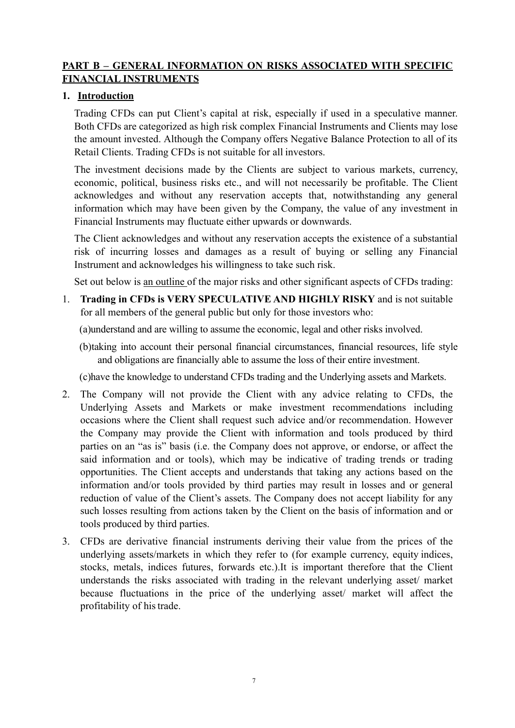## <u>PART B – GENERAL INFORMATION ON RISKS ASSOCIATED WITH SPECIFIC FINANCIAL INSTRUMENTS</u>

### 1. <u>Introduction</u>

Trading CFDs can put Client's capital at risk, especially if used in a speculative manner. Both CFDs are categorized as high risk complex Financial Instruments and Clients may lose the amount invested. Although the Company offers Negative Balance Protection to all of its Retail Clients. Trading CFDs is not suitable for all investors.

The investment decisions made by the Clients are subject to various markets, currency, economic, political, business risks etc., and will not necessarily be profitable. The Client acknowledges and without any reservation accepts that, notwithstanding any general information which may have been given by the Company, the value of any investment in Financial Instruments may fluctuate either upwards or downwards.

The Client acknowledges and without any reservation accepts the existence of a substantial risk of incurring losses and damages as a result of buying or selling any Financial Instrument and acknowledges his willingness to take such risk.

Set out below is <u>an outline</u> of the major risks and other significant aspects of CFDs trading:

1. **Trading in CFDs is VERY SPECULATIVE AND HIGHLY RISKY** and is not suitable for all members of the general public but only for those investors who:

   (a)understand and are willing to assume the economic, legal and other risks involved.

   (b)taking into account their personal financial circumstances, financial resources, life style and obligations are financially able to assume the loss of their entire investment.

   (c)have the knowledge to understand CFDs trading and the Underlying assets and Markets.

2. The Company will not provide the Client with any advice relating to CFDs, the Underlying Assets and Markets or make investment recommendations including occasions where the Client shall request such advice and/or recommendation. However the Company may provide the Client with information and tools produced by third parties on an "as is" basis (i.e. the Company does not approve, or endorse, or affect the said information and or tools), which may be indicative of trading trends or trading opportunities. The Client accepts and understands that taking any actions based on the information and/or tools provided by third parties may result in losses and or general reduction of value of the Client's assets. The Company does not accept liability for any such losses resulting from actions taken by the Client on the basis of information and or tools produced by third parties.

3. CFDs are derivative financial instruments deriving their value from the prices of the underlying assets/markets in which they refer to (for example currency, equity indices, stocks, metals, indices futures, forwards etc.).It is important therefore that the Client understands the risks associated with trading in the relevant underlying asset/ market because fluctuations in the price of the underlying asset/ market will affect the profitability of his trade.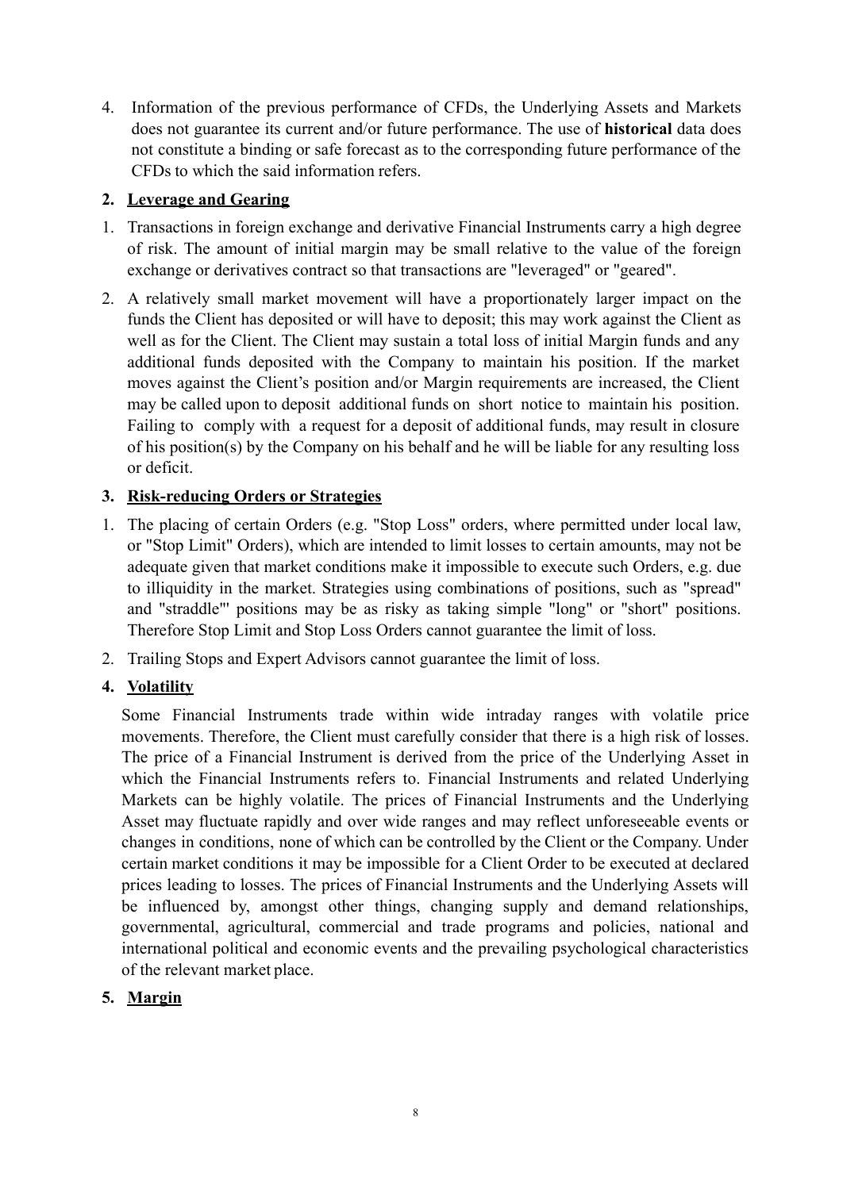4. Information of the previous performance of CFDs, the Underlying Assets and Markets does not guarantee its current and/or future performance. The use of **historical** data does not constitute a binding or safe forecast as to the corresponding future performance of the CFDs to which the said information refers.

## 2. Leverage and Gearing

1. Transactions in foreign exchange and derivative Financial Instruments carry a high degree of risk. The amount of initial margin may be small relative to the value of the foreign exchange or derivatives contract so that transactions are "leveraged" or "geared".
2. A relatively small market movement will have a proportionately larger impact on the funds the Client has deposited or will have to deposit; this may work against the Client as well as for the Client. The Client may sustain a total loss of initial Margin funds and any additional funds deposited with the Company to maintain his position. If the market moves against the Client's position and/or Margin requirements are increased, the Client may be called upon to deposit additional funds on short notice to maintain his position. Failing to comply with a request for a deposit of additional funds, may result in closure of his position(s) by the Company on his behalf and he will be liable for any resulting loss or deficit.

## 3. Risk-reducing Orders or Strategies

1. The placing of certain Orders (e.g. "Stop Loss" orders, where permitted under local law, or "Stop Limit" Orders), which are intended to limit losses to certain amounts, may not be adequate given that market conditions make it impossible to execute such Orders, e.g. due to illiquidity in the market. Strategies using combinations of positions, such as "spread" and "straddle"' positions may be as risky as taking simple "long" or "short" positions. Therefore Stop Limit and Stop Loss Orders cannot guarantee the limit of loss.
2. Trailing Stops and Expert Advisors cannot guarantee the limit of loss.

## 4. Volatility

Some Financial Instruments trade within wide intraday ranges with volatile price movements. Therefore, the Client must carefully consider that there is a high risk of losses. The price of a Financial Instrument is derived from the price of the Underlying Asset in which the Financial Instruments refers to. Financial Instruments and related Underlying Markets can be highly volatile. The prices of Financial Instruments and the Underlying Asset may fluctuate rapidly and over wide ranges and may reflect unforeseeable events or changes in conditions, none of which can be controlled by the Client or the Company. Under certain market conditions it may be impossible for a Client Order to be executed at declared prices leading to losses. The prices of Financial Instruments and the Underlying Assets will be influenced by, amongst other things, changing supply and demand relationships, governmental, agricultural, commercial and trade programs and policies, national and international political and economic events and the prevailing psychological characteristics of the relevant market place.

## 5. Margin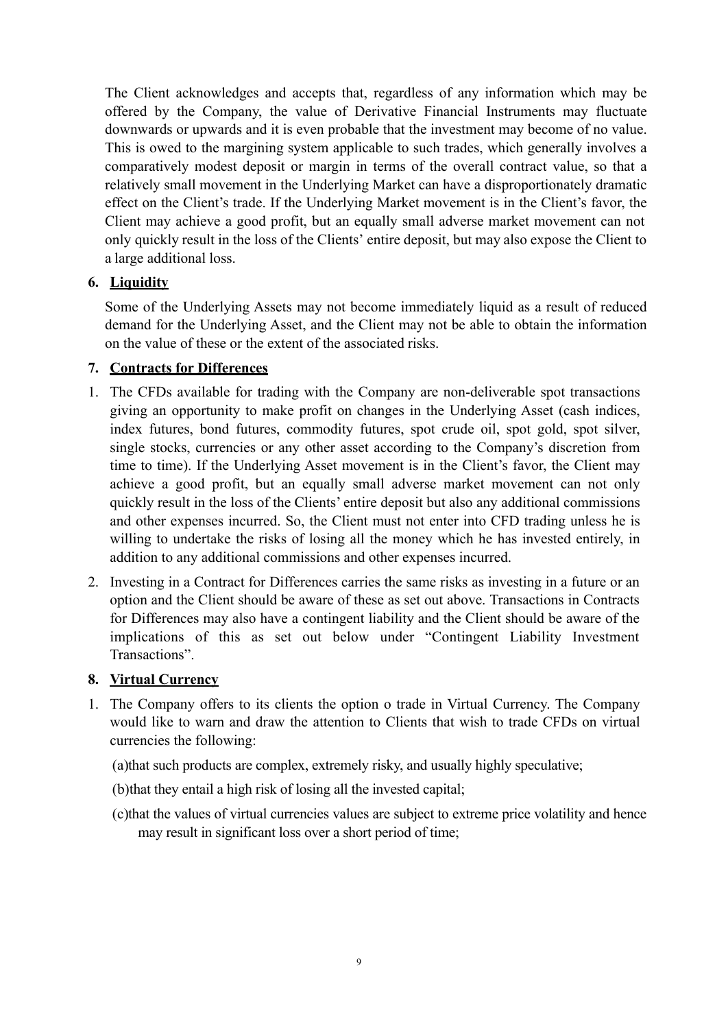The Client acknowledges and accepts that, regardless of any information which may be offered by the Company, the value of Derivative Financial Instruments may fluctuate downwards or upwards and it is even probable that the investment may become of no value. This is owed to the margining system applicable to such trades, which generally involves a comparatively modest deposit or margin in terms of the overall contract value, so that a relatively small movement in the Underlying Market can have a disproportionately dramatic effect on the Client's trade. If the Underlying Market movement is in the Client's favor, the Client may achieve a good profit, but an equally small adverse market movement can not only quickly result in the loss of the Clients' entire deposit, but may also expose the Client to a large additional loss.

## 6. Liquidity

Some of the Underlying Assets may not become immediately liquid as a result of reduced demand for the Underlying Asset, and the Client may not be able to obtain the information on the value of these or the extent of the associated risks.

## 7. Contracts for Differences

1. The CFDs available for trading with the Company are non-deliverable spot transactions giving an opportunity to make profit on changes in the Underlying Asset (cash indices, index futures, bond futures, commodity futures, spot crude oil, spot gold, spot silver, single stocks, currencies or any other asset according to the Company's discretion from time to time). If the Underlying Asset movement is in the Client's favor, the Client may achieve a good profit, but an equally small adverse market movement can not only quickly result in the loss of the Clients' entire deposit but also any additional commissions and other expenses incurred. So, the Client must not enter into CFD trading unless he is willing to undertake the risks of losing all the money which he has invested entirely, in addition to any additional commissions and other expenses incurred.
2. Investing in a Contract for Differences carries the same risks as investing in a future or an option and the Client should be aware of these as set out above. Transactions in Contracts for Differences may also have a contingent liability and the Client should be aware of the implications of this as set out below under "Contingent Liability Investment Transactions".

## 8. Virtual Currency

1. The Company offers to its clients the option o trade in Virtual Currency. The Company would like to warn and draw the attention to Clients that wish to trade CFDs on virtual currencies the following:

   (a)that such products are complex, extremely risky, and usually highly speculative;

   (b)that they entail a high risk of losing all the invested capital;

   (c)that the values of virtual currencies values are subject to extreme price volatility and hence may result in significant loss over a short period of time;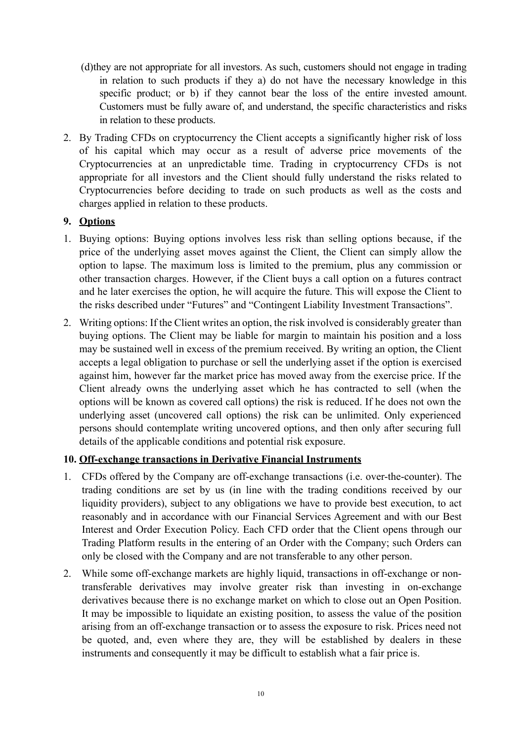(d)they are not appropriate for all investors. As such, customers should not engage in trading in relation to such products if they a) do not have the necessary knowledge in this specific product; or b) if they cannot bear the loss of the entire invested amount. Customers must be fully aware of, and understand, the specific characteristics and risks in relation to these products.

2. By Trading CFDs on cryptocurrency the Client accepts a significantly higher risk of loss of his capital which may occur as a result of adverse price movements of the Cryptocurrencies at an unpredictable time. Trading in cryptocurrency CFDs is not appropriate for all investors and the Client should fully understand the risks related to Cryptocurrencies before deciding to trade on such products as well as the costs and charges applied in relation to these products.

## 9. Options

1. Buying options: Buying options involves less risk than selling options because, if the price of the underlying asset moves against the Client, the Client can simply allow the option to lapse. The maximum loss is limited to the premium, plus any commission or other transaction charges. However, if the Client buys a call option on a futures contract and he later exercises the option, he will acquire the future. This will expose the Client to the risks described under "Futures" and "Contingent Liability Investment Transactions".

2. Writing options: If the Client writes an option, the risk involved is considerably greater than buying options. The Client may be liable for margin to maintain his position and a loss may be sustained well in excess of the premium received. By writing an option, the Client accepts a legal obligation to purchase or sell the underlying asset if the option is exercised against him, however far the market price has moved away from the exercise price. If the Client already owns the underlying asset which he has contracted to sell (when the options will be known as covered call options) the risk is reduced. If he does not own the underlying asset (uncovered call options) the risk can be unlimited. Only experienced persons should contemplate writing uncovered options, and then only after securing full details of the applicable conditions and potential risk exposure.

## 10. Off-exchange transactions in Derivative Financial Instruments

1. CFDs offered by the Company are off-exchange transactions (i.e. over-the-counter). The trading conditions are set by us (in line with the trading conditions received by our liquidity providers), subject to any obligations we have to provide best execution, to act reasonably and in accordance with our Financial Services Agreement and with our Best Interest and Order Execution Policy. Each CFD order that the Client opens through our Trading Platform results in the entering of an Order with the Company; such Orders can only be closed with the Company and are not transferable to any other person.

2. While some off-exchange markets are highly liquid, transactions in off-exchange or non-transferable derivatives may involve greater risk than investing in on-exchange derivatives because there is no exchange market on which to close out an Open Position. It may be impossible to liquidate an existing position, to assess the value of the position arising from an off-exchange transaction or to assess the exposure to risk. Prices need not be quoted, and, even where they are, they will be established by dealers in these instruments and consequently it may be difficult to establish what a fair price is.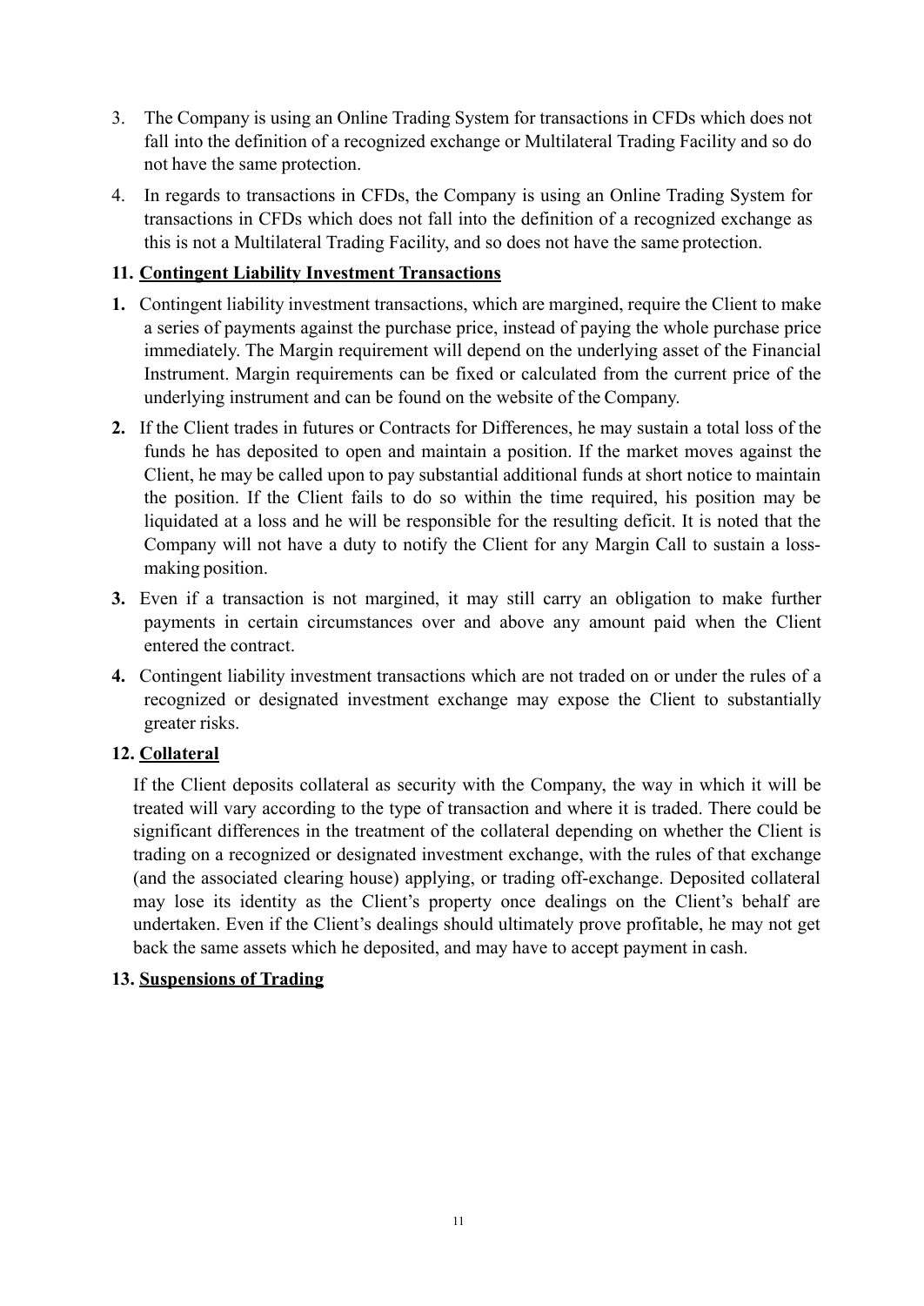3. The Company is using an Online Trading System for transactions in CFDs which does not fall into the definition of a recognized exchange or Multilateral Trading Facility and so do not have the same protection.
4. In regards to transactions in CFDs, the Company is using an Online Trading System for transactions in CFDs which does not fall into the definition of a recognized exchange as this is not a Multilateral Trading Facility, and so does not have the same protection.

## 11. Contingent Liability Investment Transactions

**1.** Contingent liability investment transactions, which are margined, require the Client to make a series of payments against the purchase price, instead of paying the whole purchase price immediately. The Margin requirement will depend on the underlying asset of the Financial Instrument. Margin requirements can be fixed or calculated from the current price of the underlying instrument and can be found on the website of the Company.

**2.** If the Client trades in futures or Contracts for Differences, he may sustain a total loss of the funds he has deposited to open and maintain a position. If the market moves against the Client, he may be called upon to pay substantial additional funds at short notice to maintain the position. If the Client fails to do so within the time required, his position may be liquidated at a loss and he will be responsible for the resulting deficit. It is noted that the Company will not have a duty to notify the Client for any Margin Call to sustain a loss-making position.

**3.** Even if a transaction is not margined, it may still carry an obligation to make further payments in certain circumstances over and above any amount paid when the Client entered the contract.

**4.** Contingent liability investment transactions which are not traded on or under the rules of a recognized or designated investment exchange may expose the Client to substantially greater risks.

## 12. Collateral

If the Client deposits collateral as security with the Company, the way in which it will be treated will vary according to the type of transaction and where it is traded. There could be significant differences in the treatment of the collateral depending on whether the Client is trading on a recognized or designated investment exchange, with the rules of that exchange (and the associated clearing house) applying, or trading off-exchange. Deposited collateral may lose its identity as the Client's property once dealings on the Client's behalf are undertaken. Even if the Client's dealings should ultimately prove profitable, he may not get back the same assets which he deposited, and may have to accept payment in cash.

## 13. Suspensions of Trading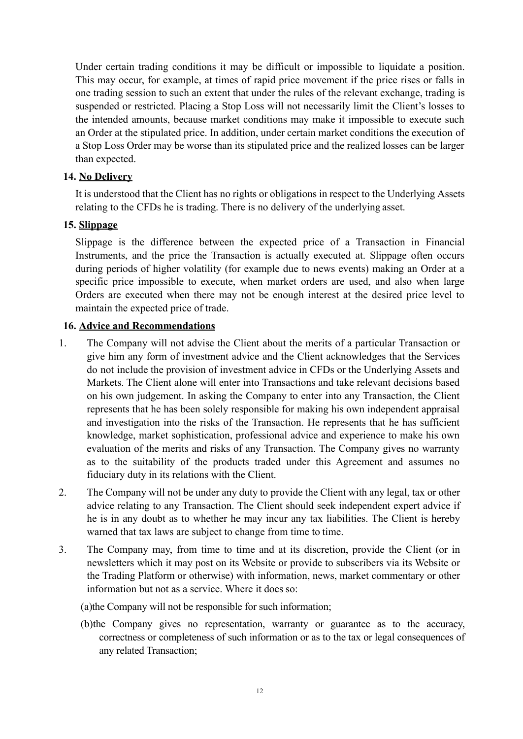Under certain trading conditions it may be difficult or impossible to liquidate a position. This may occur, for example, at times of rapid price movement if the price rises or falls in one trading session to such an extent that under the rules of the relevant exchange, trading is suspended or restricted. Placing a Stop Loss will not necessarily limit the Client's losses to the intended amounts, because market conditions may make it impossible to execute such an Order at the stipulated price. In addition, under certain market conditions the execution of a Stop Loss Order may be worse than its stipulated price and the realized losses can be larger than expected.

**14. <u>No Delivery</u>**

It is understood that the Client has no rights or obligations in respect to the Underlying Assets relating to the CFDs he is trading. There is no delivery of the underlying asset.

**15. <u>Slippage</u>**

Slippage is the difference between the expected price of a Transaction in Financial Instruments, and the price the Transaction is actually executed at. Slippage often occurs during periods of higher volatility (for example due to news events) making an Order at a specific price impossible to execute, when market orders are used, and also when large Orders are executed when there may not be enough interest at the desired price level to maintain the expected price of trade.

**16. <u>Advice and Recommendations</u>**

1. The Company will not advise the Client about the merits of a particular Transaction or give him any form of investment advice and the Client acknowledges that the Services do not include the provision of investment advice in CFDs or the Underlying Assets and Markets. The Client alone will enter into Transactions and take relevant decisions based on his own judgement. In asking the Company to enter into any Transaction, the Client represents that he has been solely responsible for making his own independent appraisal and investigation into the risks of the Transaction. He represents that he has sufficient knowledge, market sophistication, professional advice and experience to make his own evaluation of the merits and risks of any Transaction. The Company gives no warranty as to the suitability of the products traded under this Agreement and assumes no fiduciary duty in its relations with the Client.

2. The Company will not be under any duty to provide the Client with any legal, tax or other advice relating to any Transaction. The Client should seek independent expert advice if he is in any doubt as to whether he may incur any tax liabilities. The Client is hereby warned that tax laws are subject to change from time to time.

3. The Company may, from time to time and at its discretion, provide the Client (or in newsletters which it may post on its Website or provide to subscribers via its Website or the Trading Platform or otherwise) with information, news, market commentary or other information but not as a service. Where it does so:

   (a) the Company will not be responsible for such information;

   (b) the Company gives no representation, warranty or guarantee as to the accuracy, correctness or completeness of such information or as to the tax or legal consequences of any related Transaction;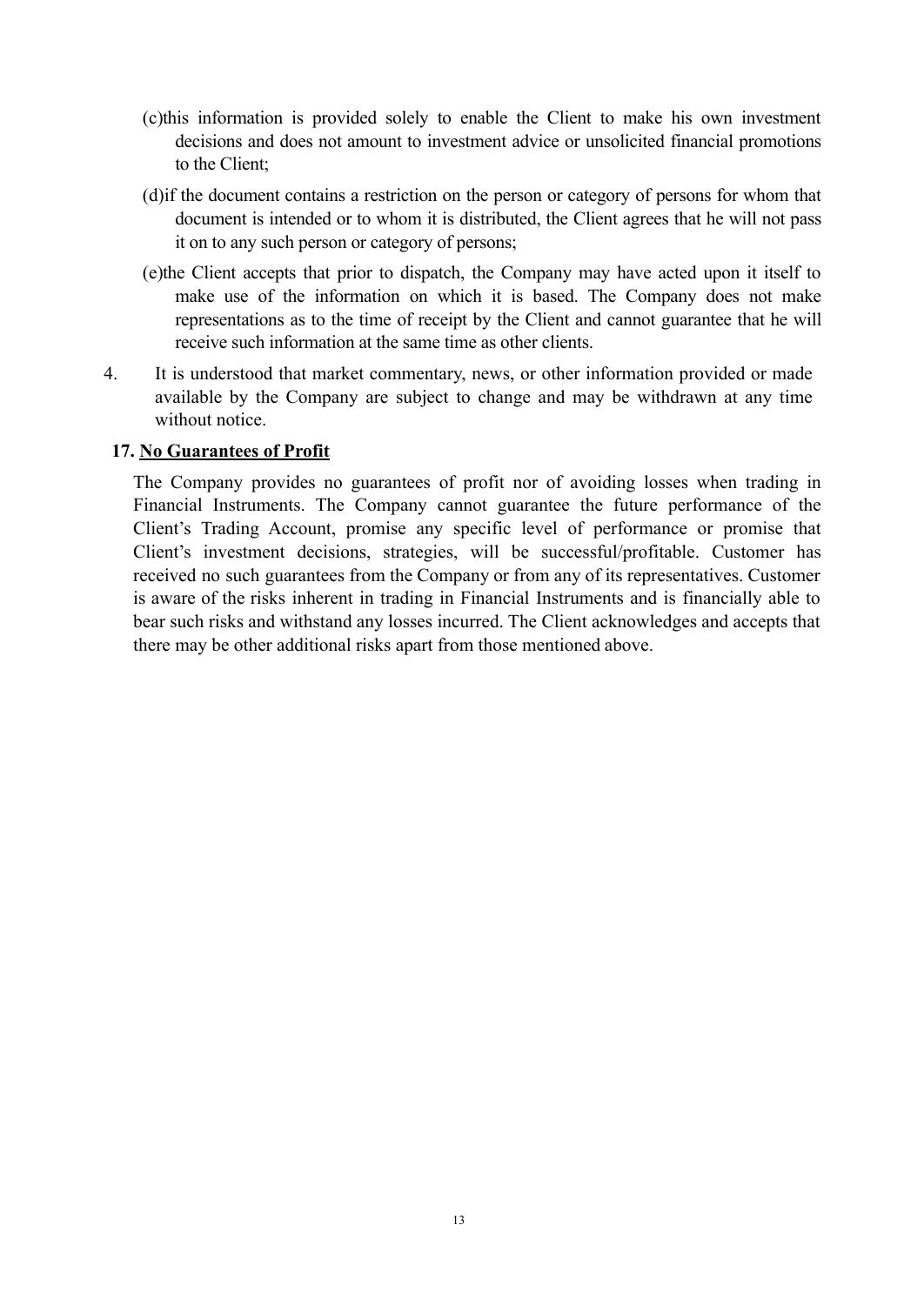(c)this information is provided solely to enable the Client to make his own investment decisions and does not amount to investment advice or unsolicited financial promotions to the Client;

(d)if the document contains a restriction on the person or category of persons for whom that document is intended or to whom it is distributed, the Client agrees that he will not pass it on to any such person or category of persons;

(e)the Client accepts that prior to dispatch, the Company may have acted upon it itself to make use of the information on which it is based. The Company does not make representations as to the time of receipt by the Client and cannot guarantee that he will receive such information at the same time as other clients.

4. It is understood that market commentary, news, or other information provided or made available by the Company are subject to change and may be withdrawn at any time without notice.

**17. <u>No Guarantees of Profit</u>**

The Company provides no guarantees of profit nor of avoiding losses when trading in Financial Instruments. The Company cannot guarantee the future performance of the Client's Trading Account, promise any specific level of performance or promise that Client's investment decisions, strategies, will be successful/profitable. Customer has received no such guarantees from the Company or from any of its representatives. Customer is aware of the risks inherent in trading in Financial Instruments and is financially able to bear such risks and withstand any losses incurred. The Client acknowledges and accepts that there may be other additional risks apart from those mentioned above.